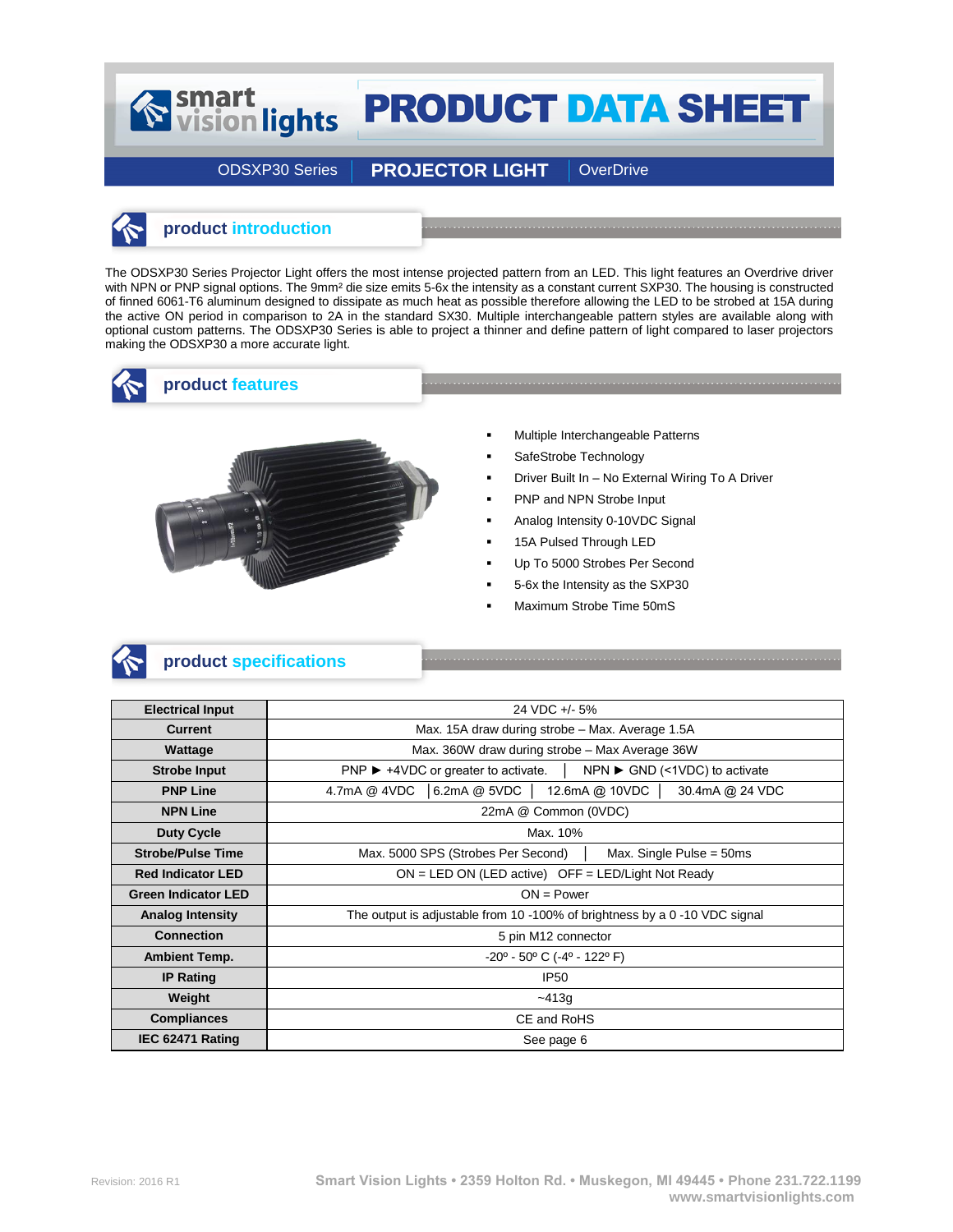# PRODUCT DATA SHEET

ODSXP30 Series | **PROJECTOR LIGHT** | OverDrive

## product introduction

The ODSXP30 Series Projector Light offers the most intense projected pattern from an LED. This light features an Overdrive driver with NPN or PNP signal options. The 9mm² die size emits 5-6x the intensity as a constant current SXP30. The housing is constructed of finned 6061-T6 aluminum designed to dissipate as much heat as possible therefore allowing the LED to be strobed at 15A during the active ON period in comparison to 2A in the standard SX30. Multiple interchangeable pattern styles are available along with optional custom patterns. The ODSXP30 Series is able to project a thinner and define pattern of light compared to laser projectors making the ODSXP30 a more accurate light.

## product features

- Multiple Interchangeable Patterns
- SafeStrobe Technology
- Driver Built In – No External Wiring To A Driver
- PNP and NPN Strobe Input
- Analog Intensity 0-10VDC Signal
- 15A Pulsed Through LED
- Up To 5000 Strobes Per Second
- 5-6x the Intensity as the SXP30
- Maximum Strobe Time 50mS

## product specifications

| | |
|---|---|
| **Electrical Input** | 24 VDC +/- 5% |
| **Current** | Max. 15A draw during strobe – Max. Average 1.5A |
| **Wattage** | Max. 360W draw during strobe – Max Average 36W |
| **Strobe Input** | PNP ► +4VDC or greater to activate. \| NPN ► GND (<1VDC) to activate |
| **PNP Line** | 4.7mA @ 4VDC \| 6.2mA @ 5VDC \| 12.6mA @ 10VDC \| 30.4mA @ 24 VDC |
| **NPN Line** | 22mA @ Common (0VDC) |
| **Duty Cycle** | Max. 10% |
| **Strobe/Pulse Time** | Max. 5000 SPS (Strobes Per Second) \| Max. Single Pulse = 50ms |
| **Red Indicator LED** | ON = LED ON (LED active) OFF = LED/Light Not Ready |
| **Green Indicator LED** | ON = Power |
| **Analog Intensity** | The output is adjustable from 10 -100% of brightness by a 0 -10 VDC signal |
| **Connection** | 5 pin M12 connector |
| **Ambient Temp.** | -20º - 50º C (-4º - 122º F) |
| **IP Rating** | IP50 |
| **Weight** | ~413g |
| **Compliances** | CE and RoHS |
| **IEC 62471 Rating** | See page 6 |

Revision: 2016 R1

Smart Vision Lights • 2359 Holton Rd. • Muskegon, MI 49445 • Phone 231.722.1199
www.smartvisionlights.com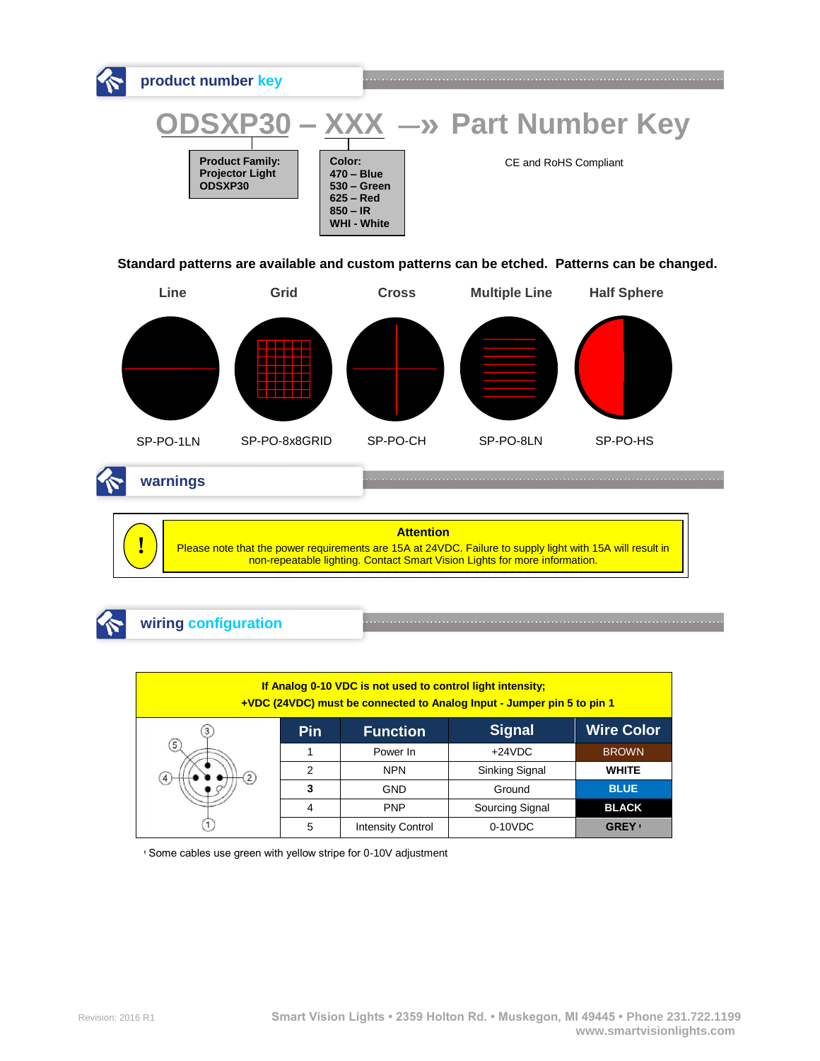## product number key

# ODSXP30 – XXX —» Part Number Key

**Product Family:**
**Projector Light**
**ODSXP30**

**Color:**
**470 – Blue**
**530 – Green**
**625 – Red**
**850 – IR**
**WHI - White**

CE and RoHS Compliant

**Standard patterns are available and custom patterns can be etched. Patterns can be changed.**

| Line | Grid | Cross | Multiple Line | Half Sphere |
|---|---|---|---|---|
| SP-PO-1LN | SP-PO-8x8GRID | SP-PO-CH | SP-PO-8LN | SP-PO-HS |

## warnings

**Attention**

Please note that the power requirements are 15A at 24VDC. Failure to supply light with 15A will result in non-repeatable lighting. Contact Smart Vision Lights for more information.

## wiring configuration

**If Analog 0-10 VDC is not used to control light intensity;**
**+VDC (24VDC) must be connected to Analog Input - Jumper pin 5 to pin 1**

| Pin | Function | Signal | Wire Color |
|---|---|---|---|
| 1 | Power In | +24VDC | BROWN |
| 2 | NPN | Sinking Signal | WHITE |
| 3 | GND | Ground | BLUE |
| 4 | PNP | Sourcing Signal | BLACK |
| 5 | Intensity Control | 0-10VDC | GREY [1] |

[1] Some cables use green with yellow stripe for 0-10V adjustment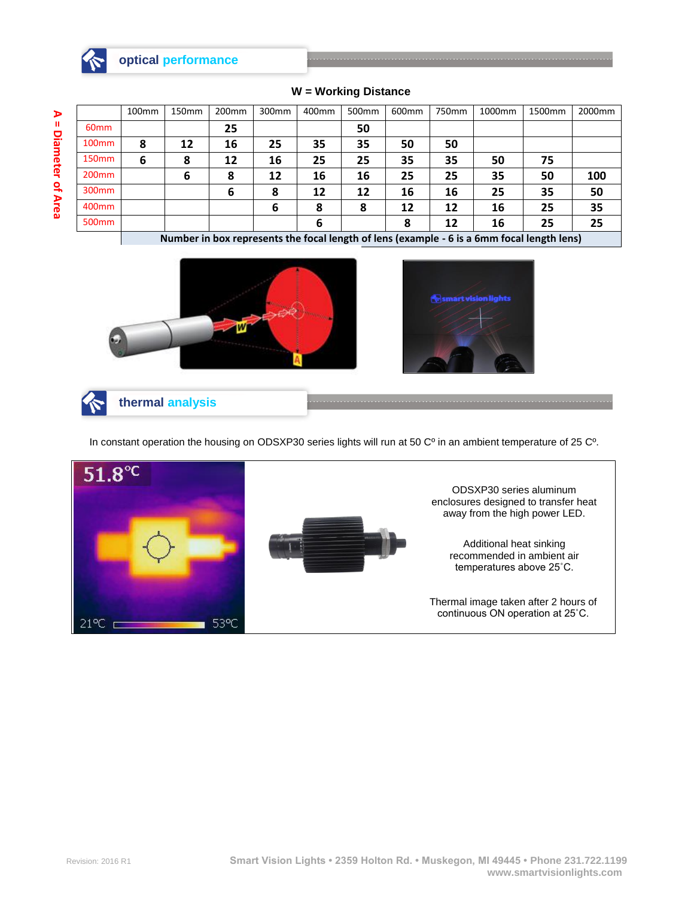## optical performance

**W = Working Distance**

| A = Diameter of Area | 100mm | 150mm | 200mm | 300mm | 400mm | 500mm | 600mm | 750mm | 1000mm | 1500mm | 2000mm |
|---|---|---|---|---|---|---|---|---|---|---|---|
| 60mm | | | **25** | | | **50** | | | | | |
| 100mm | **8** | **12** | **16** | **25** | **35** | **35** | **50** | **50** | | | |
| 150mm | **6** | **8** | **12** | **16** | **25** | **25** | **35** | **35** | **50** | **75** | |
| 200mm | | **6** | **8** | **12** | **16** | **16** | **25** | **25** | **35** | **50** | **100** |
| 300mm | | | **6** | **8** | **12** | **12** | **16** | **16** | **25** | **35** | **50** |
| 400mm | | | | **6** | **8** | **8** | **12** | **12** | **16** | **25** | **35** |
| 500mm | | | | | **6** | | **8** | **12** | **16** | **25** | **25** |

**Number in box represents the focal length of lens (example - 6 is a 6mm focal length lens)**

## thermal analysis

In constant operation the housing on ODSXP30 series lights will run at 50 Cº in an ambient temperature of 25 Cº.

51.8℃

21ºC 53ºC

ODSXP30 series aluminum enclosures designed to transfer heat away from the high power LED.

Additional heat sinking recommended in ambient air temperatures above 25˚C.

Thermal image taken after 2 hours of continuous ON operation at 25˚C.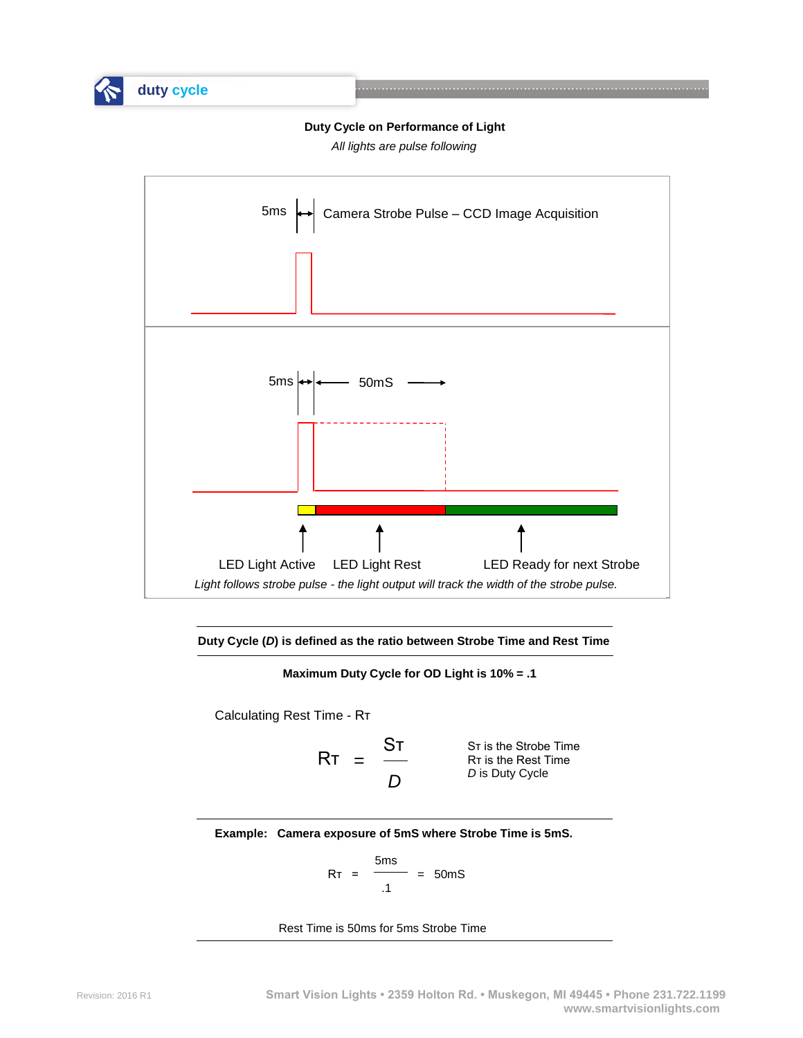## duty cycle

**Duty Cycle on Performance of Light**

*All lights are pulse following*

5ms — Camera Strobe Pulse – CCD Image Acquisition

5ms — 50mS

LED Light Active | LED Light Rest | LED Ready for next Strobe

*Light follows strobe pulse - the light output will track the width of the strobe pulse.*

---

**Duty Cycle (*D*) is defined as the ratio between Strobe Time and Rest Time**

---

**Maximum Duty Cycle for OD Light is 10% = .1**

Calculating Rest Time - $R_T$

$$R_T = \frac{S_T}{D}$$

$S_T$ is the Strobe Time
$R_T$ is the Rest Time
*D* is Duty Cycle

---

**Example: Camera exposure of 5mS where Strobe Time is 5mS.**

$$R_T = \frac{5\text{ms}}{.1} = 50\text{mS}$$

Rest Time is 50ms for 5ms Strobe Time

---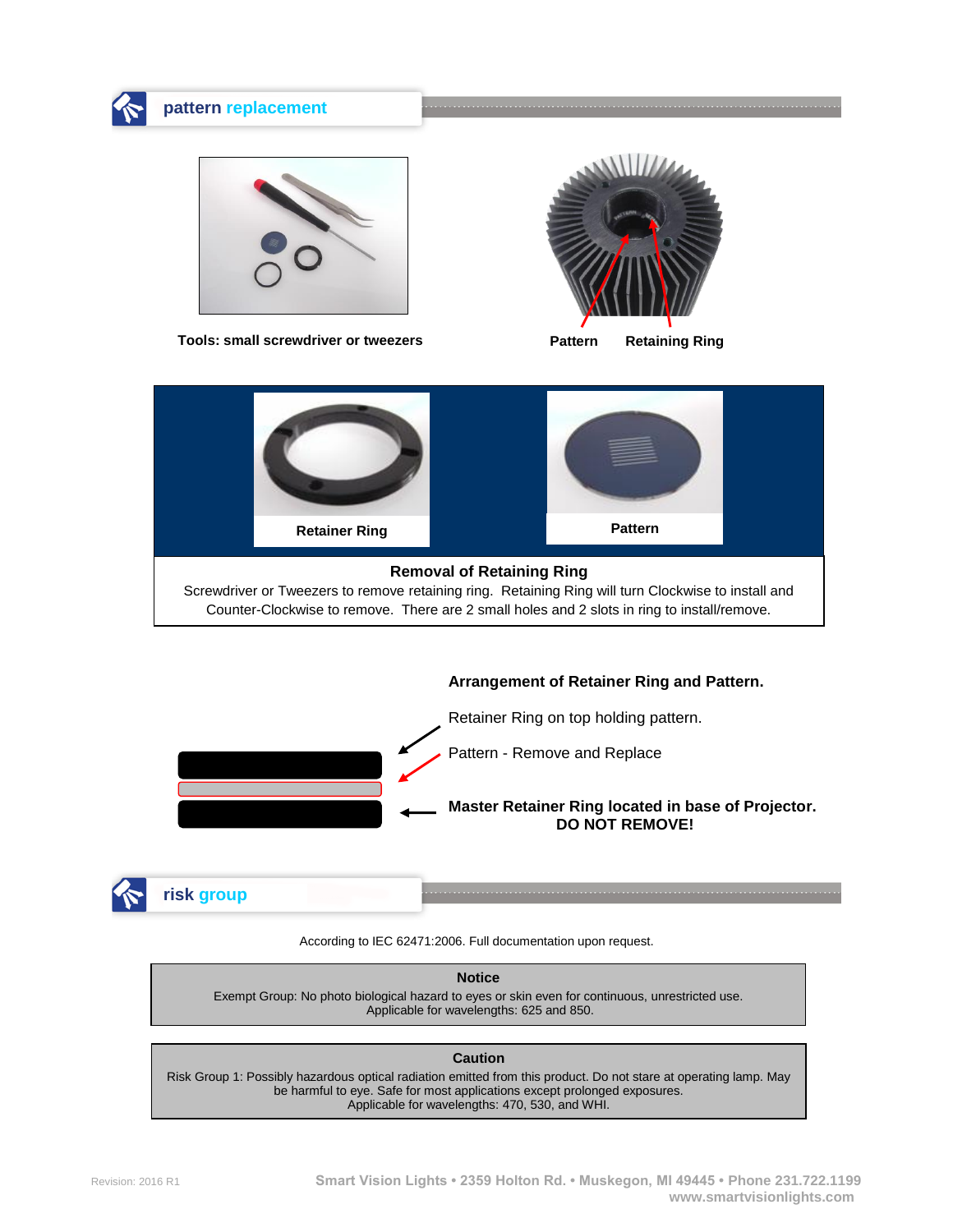## pattern replacement

Tools: small screwdriver or tweezers

Pattern

Retaining Ring

Retainer Ring

Pattern

**Removal of Retaining Ring**

Screwdriver or Tweezers to remove retaining ring. Retaining Ring will turn Clockwise to install and Counter-Clockwise to remove. There are 2 small holes and 2 slots in ring to install/remove.

**Arrangement of Retainer Ring and Pattern.**

Retainer Ring on top holding pattern.

Pattern - Remove and Replace

**Master Retainer Ring located in base of Projector. DO NOT REMOVE!**

## risk group

According to IEC 62471:2006. Full documentation upon request.

**Notice**

Exempt Group: No photo biological hazard to eyes or skin even for continuous, unrestricted use.
Applicable for wavelengths: 625 and 850.

**Caution**

Risk Group 1: Possibly hazardous optical radiation emitted from this product. Do not stare at operating lamp. May be harmful to eye. Safe for most applications except prolonged exposures.
Applicable for wavelengths: 470, 530, and WHI.

Revision: 2016 R1

Smart Vision Lights • 2359 Holton Rd. • Muskegon, MI 49445 • Phone 231.722.1199
www.smartvisionlights.com